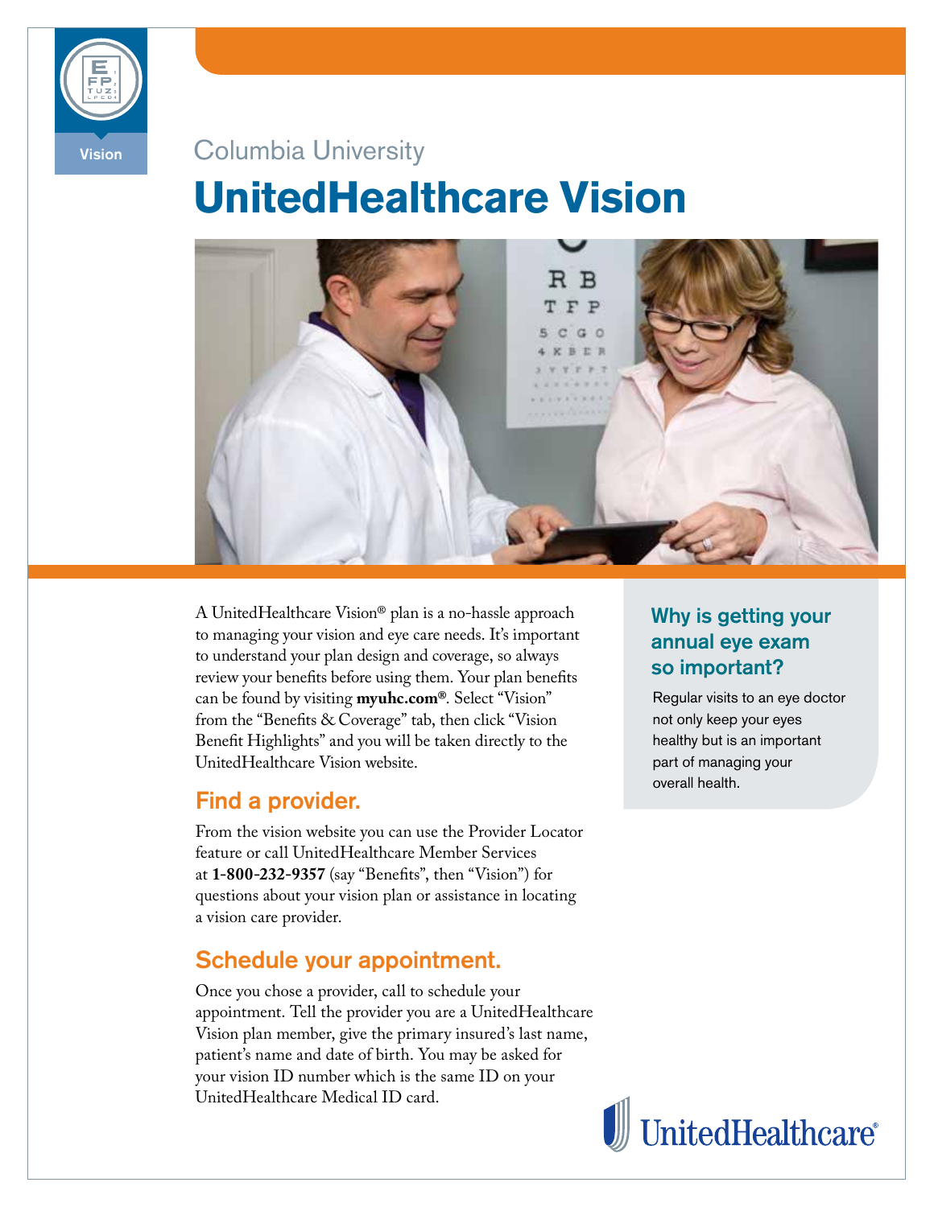Vision

Columbia University

# UnitedHealthcare Vision

A UnitedHealthcare Vision® plan is a no-hassle approach to managing your vision and eye care needs. It's important to understand your plan design and coverage, so always review your benefits before using them. Your plan benefits can be found by visiting **myuhc.com®**. Select "Vision" from the "Benefits & Coverage" tab, then click "Vision Benefit Highlights" and you will be taken directly to the UnitedHealthcare Vision website.

## Find a provider.

From the vision website you can use the Provider Locator feature or call UnitedHealthcare Member Services at **1-800-232-9357** (say "Benefits", then "Vision") for questions about your vision plan or assistance in locating a vision care provider.

## Schedule your appointment.

Once you chose a provider, call to schedule your appointment. Tell the provider you are a UnitedHealthcare Vision plan member, give the primary insured's last name, patient's name and date of birth. You may be asked for your vision ID number which is the same ID on your UnitedHealthcare Medical ID card.

### Why is getting your annual eye exam so important?

Regular visits to an eye doctor not only keep your eyes healthy but is an important part of managing your overall health.

UnitedHealthcare®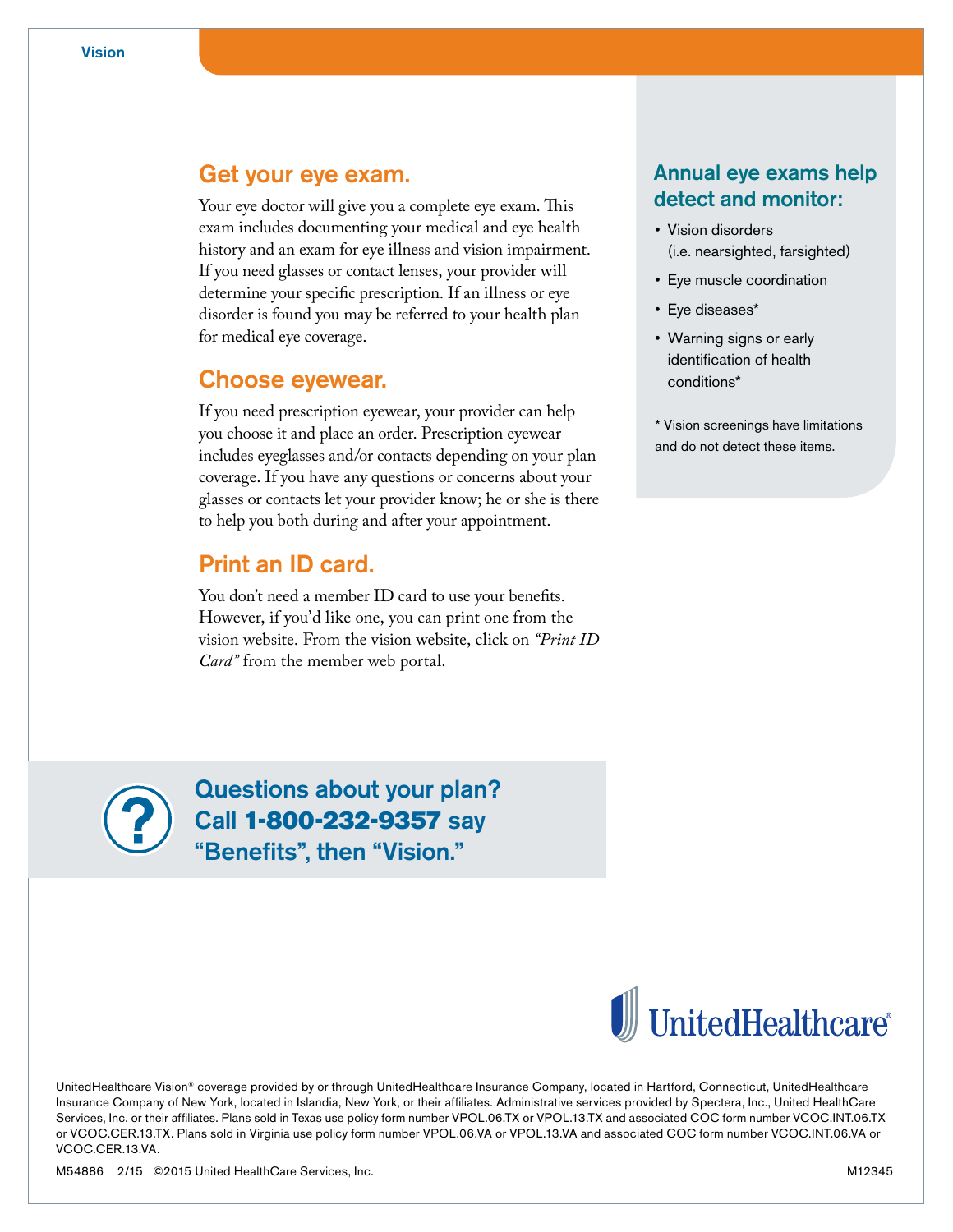## Get your eye exam.

Your eye doctor will give you a complete eye exam. This exam includes documenting your medical and eye health history and an exam for eye illness and vision impairment. If you need glasses or contact lenses, your provider will determine your specific prescription. If an illness or eye disorder is found you may be referred to your health plan for medical eye coverage.

## Choose eyewear.

If you need prescription eyewear, your provider can help you choose it and place an order. Prescription eyewear includes eyeglasses and/or contacts depending on your plan coverage. If you have any questions or concerns about your glasses or contacts let your provider know; he or she is there to help you both during and after your appointment.

## Print an ID card.

You don't need a member ID card to use your benefits. However, if you'd like one, you can print one from the vision website. From the vision website, click on *"Print ID Card"* from the member web portal.

### Annual eye exams help detect and monitor:

- Vision disorders (i.e. nearsighted, farsighted)
- Eye muscle coordination
- Eye diseases*
- Warning signs or early identification of health conditions*

* Vision screenings have limitations and do not detect these items.

**Questions about your plan? Call 1-800-232-9357 say "Benefits", then "Vision."**

UnitedHealthcare

UnitedHealthcare Vision® coverage provided by or through UnitedHealthcare Insurance Company, located in Hartford, Connecticut, UnitedHealthcare Insurance Company of New York, located in Islandia, New York, or their affiliates. Administrative services provided by Spectera, Inc., United HealthCare Services, Inc. or their affiliates. Plans sold in Texas use policy form number VPOL.06.TX or VPOL.13.TX and associated COC form number VCOC.INT.06.TX or VCOC.CER.13.TX. Plans sold in Virginia use policy form number VPOL.06.VA or VPOL.13.VA and associated COC form number VCOC.INT.06.VA or VCOC.CER.13.VA.

M54886 2/15 ©2015 United HealthCare Services, Inc. M12345